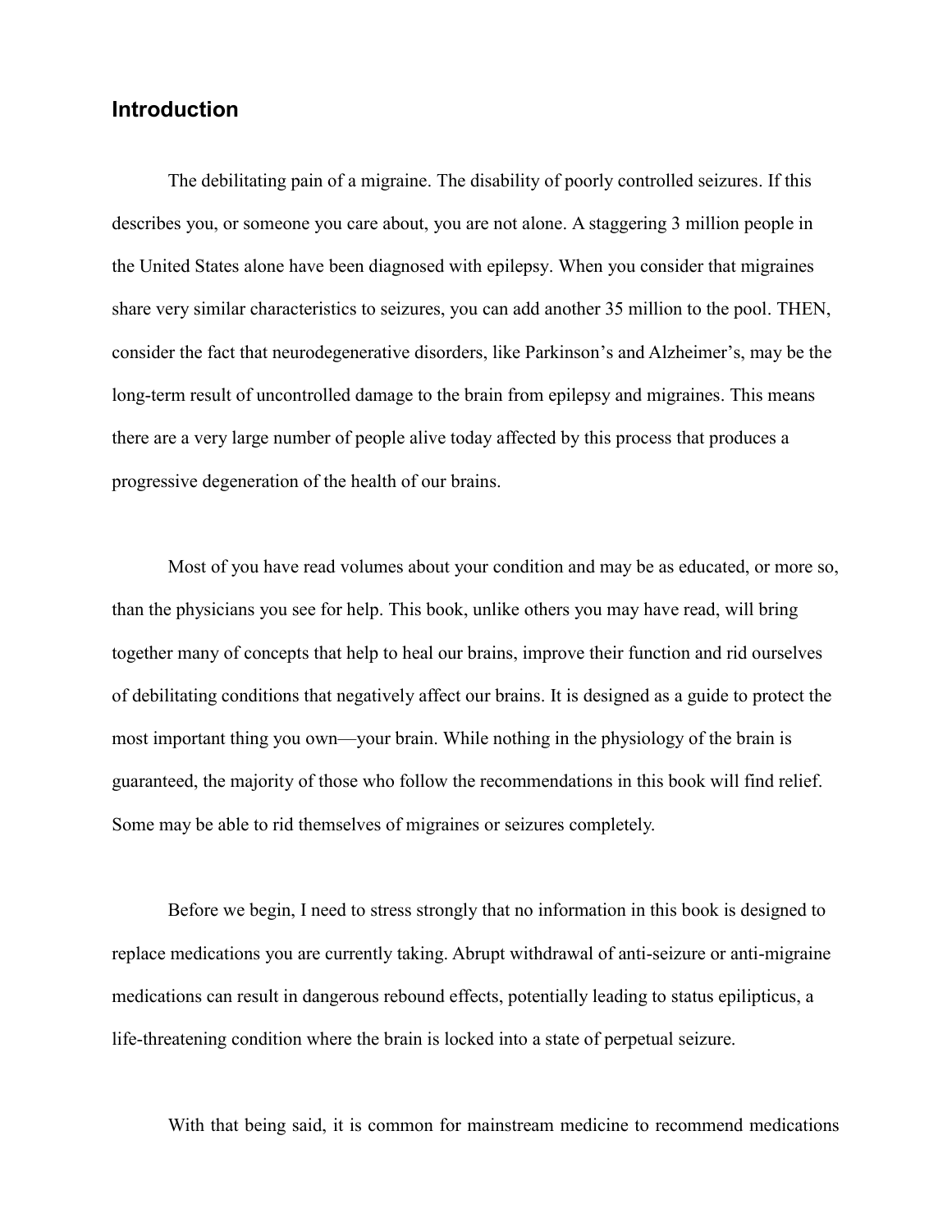## Introduction

The debilitating pain of a migraine. The disability of poorly controlled seizures. If this describes you, or someone you care about, you are not alone. A staggering 3 million people in the United States alone have been diagnosed with epilepsy. When you consider that migraines share very similar characteristics to seizures, you can add another 35 million to the pool. THEN, consider the fact that neurodegenerative disorders, like Parkinson's and Alzheimer's, may be the long-term result of uncontrolled damage to the brain from epilepsy and migraines. This means there are a very large number of people alive today affected by this process that produces a progressive degeneration of the health of our brains.

Most of you have read volumes about your condition and may be as educated, or more so, than the physicians you see for help. This book, unlike others you may have read, will bring together many of concepts that help to heal our brains, improve their function and rid ourselves of debilitating conditions that negatively affect our brains. It is designed as a guide to protect the most important thing you own—your brain. While nothing in the physiology of the brain is guaranteed, the majority of those who follow the recommendations in this book will find relief. Some may be able to rid themselves of migraines or seizures completely.

Before we begin, I need to stress strongly that no information in this book is designed to replace medications you are currently taking. Abrupt withdrawal of anti-seizure or anti-migraine medications can result in dangerous rebound effects, potentially leading to status epilipticus, a life-threatening condition where the brain is locked into a state of perpetual seizure.

With that being said, it is common for mainstream medicine to recommend medications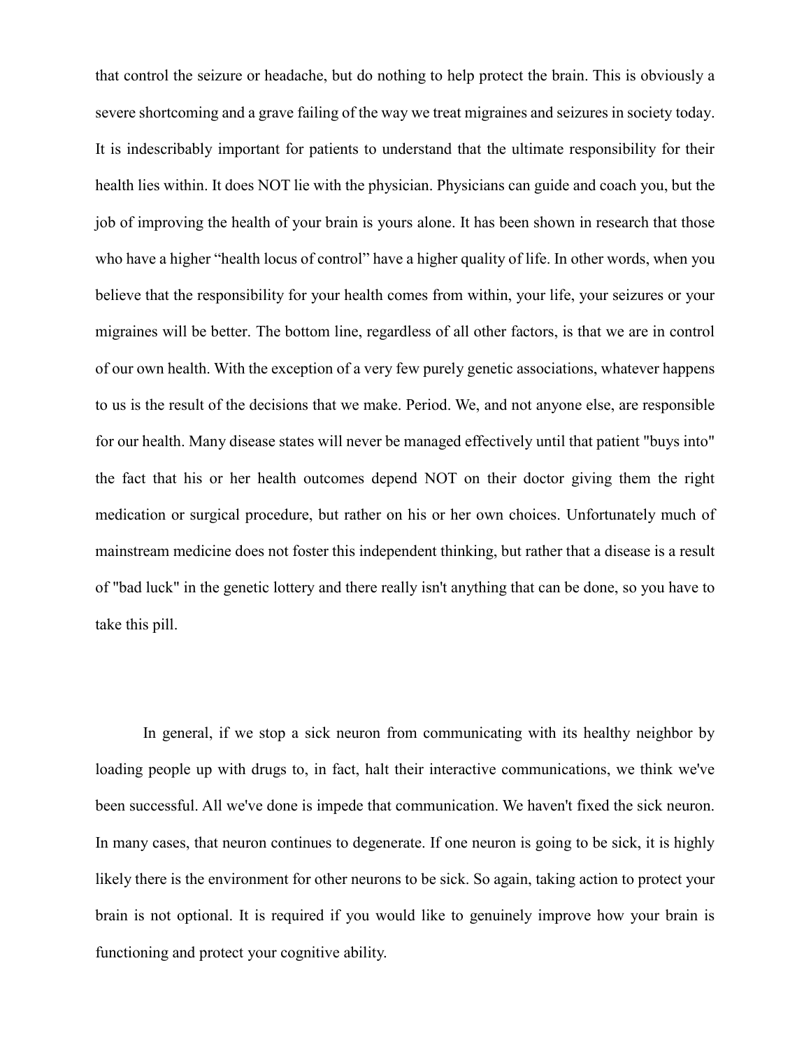that control the seizure or headache, but do nothing to help protect the brain. This is obviously a severe shortcoming and a grave failing of the way we treat migraines and seizures in society today. It is indescribably important for patients to understand that the ultimate responsibility for their health lies within. It does NOT lie with the physician. Physicians can guide and coach you, but the job of improving the health of your brain is yours alone. It has been shown in research that those who have a higher "health locus of control" have a higher quality of life. In other words, when you believe that the responsibility for your health comes from within, your life, your seizures or your migraines will be better. The bottom line, regardless of all other factors, is that we are in control of our own health. With the exception of a very few purely genetic associations, whatever happens to us is the result of the decisions that we make. Period. We, and not anyone else, are responsible for our health. Many disease states will never be managed effectively until that patient "buys into" the fact that his or her health outcomes depend NOT on their doctor giving them the right medication or surgical procedure, but rather on his or her own choices. Unfortunately much of mainstream medicine does not foster this independent thinking, but rather that a disease is a result of "bad luck" in the genetic lottery and there really isn't anything that can be done, so you have to take this pill.

In general, if we stop a sick neuron from communicating with its healthy neighbor by loading people up with drugs to, in fact, halt their interactive communications, we think we've been successful. All we've done is impede that communication. We haven't fixed the sick neuron. In many cases, that neuron continues to degenerate. If one neuron is going to be sick, it is highly likely there is the environment for other neurons to be sick. So again, taking action to protect your brain is not optional. It is required if you would like to genuinely improve how your brain is functioning and protect your cognitive ability.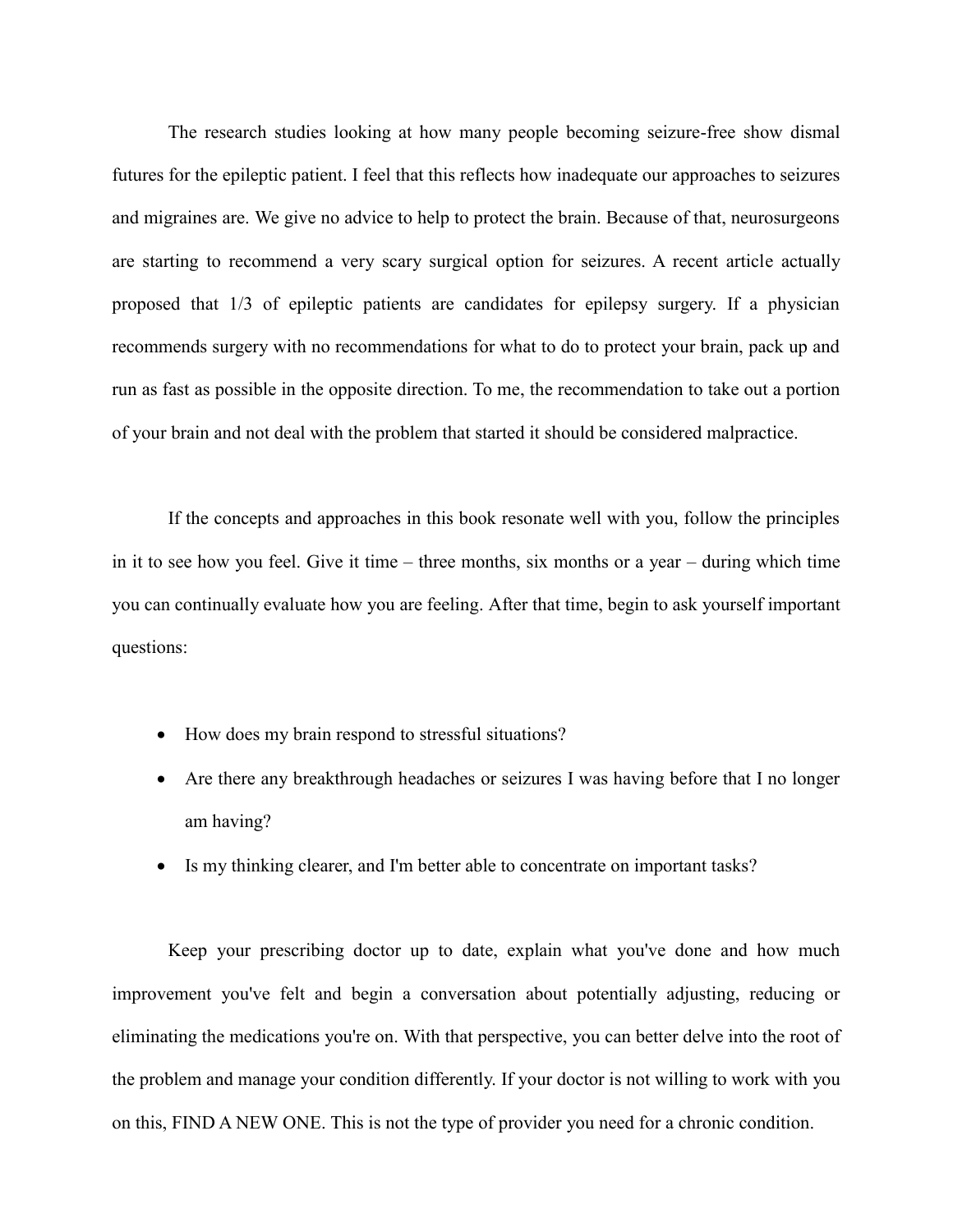The research studies looking at how many people becoming seizure-free show dismal futures for the epileptic patient. I feel that this reflects how inadequate our approaches to seizures and migraines are. We give no advice to help to protect the brain. Because of that, neurosurgeons are starting to recommend a very scary surgical option for seizures. A recent article actually proposed that 1/3 of epileptic patients are candidates for epilepsy surgery. If a physician recommends surgery with no recommendations for what to do to protect your brain, pack up and run as fast as possible in the opposite direction. To me, the recommendation to take out a portion of your brain and not deal with the problem that started it should be considered malpractice.

If the concepts and approaches in this book resonate well with you, follow the principles in it to see how you feel. Give it time – three months, six months or a year – during which time you can continually evaluate how you are feeling. After that time, begin to ask yourself important questions:

- How does my brain respond to stressful situations?
- Are there any breakthrough headaches or seizures I was having before that I no longer am having?
- Is my thinking clearer, and I'm better able to concentrate on important tasks?

Keep your prescribing doctor up to date, explain what you've done and how much improvement you've felt and begin a conversation about potentially adjusting, reducing or eliminating the medications you're on. With that perspective, you can better delve into the root of the problem and manage your condition differently. If your doctor is not willing to work with you on this, FIND A NEW ONE. This is not the type of provider you need for a chronic condition.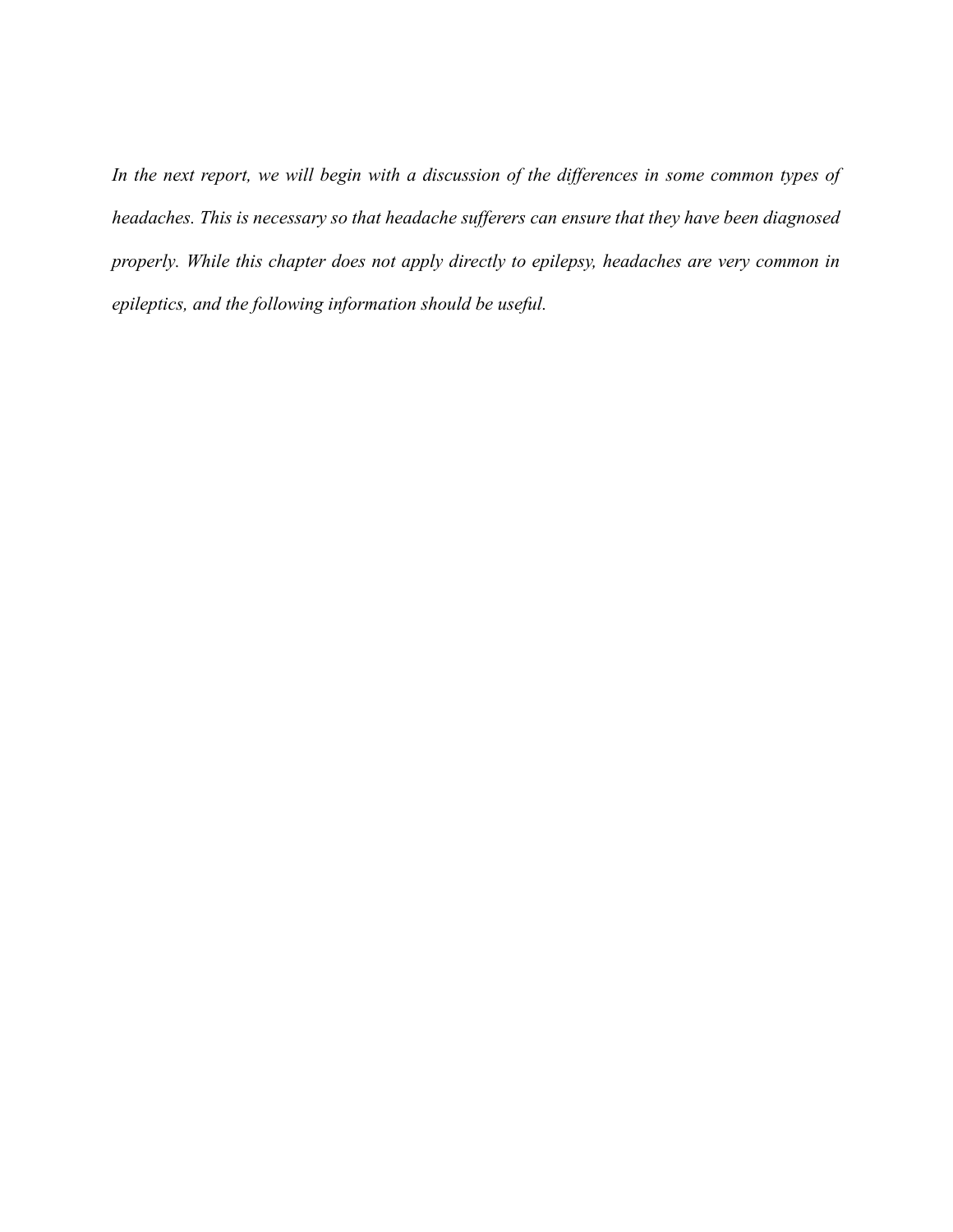*In the next report, we will begin with a discussion of the differences in some common types of headaches. This is necessary so that headache sufferers can ensure that they have been diagnosed properly. While this chapter does not apply directly to epilepsy, headaches are very common in epileptics, and the following information should be useful.*